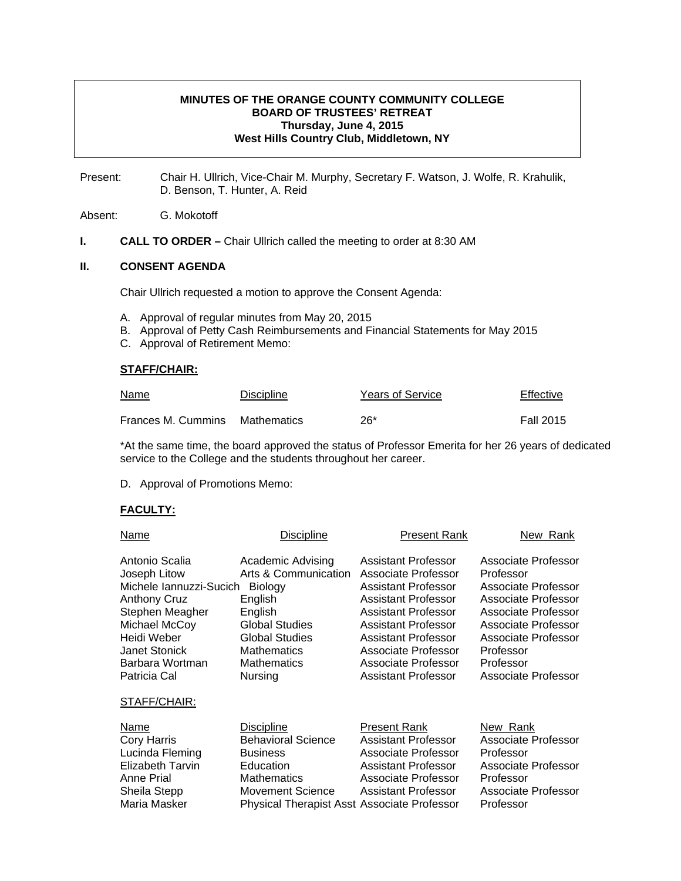**MINUTES OF THE ORANGE COUNTY COMMUNITY COLLEGE**
**BOARD OF TRUSTEES' RETREAT**
**Thursday, June 4, 2015**
**West Hills Country Club, Middletown, NY**

Present: Chair H. Ullrich, Vice-Chair M. Murphy, Secretary F. Watson, J. Wolfe, R. Krahulik, D. Benson, T. Hunter, A. Reid

Absent: G. Mokotoff

**I. CALL TO ORDER –** Chair Ullrich called the meeting to order at 8:30 AM

**II. CONSENT AGENDA**

Chair Ullrich requested a motion to approve the Consent Agenda:

A. Approval of regular minutes from May 20, 2015
B. Approval of Petty Cash Reimbursements and Financial Statements for May 2015
C. Approval of Retirement Memo:

**STAFF/CHAIR:**

| Name | Discipline | Years of Service | Effective |
|---|---|---|---|
| Frances M. Cummins | Mathematics | 26* | Fall 2015 |

*At the same time, the board approved the status of Professor Emerita for her 26 years of dedicated service to the College and the students throughout her career.

D. Approval of Promotions Memo:

**FACULTY:**

| Name | Discipline | Present Rank | New Rank |
|---|---|---|---|
| Antonio Scalia | Academic Advising | Assistant Professor | Associate Professor |
| Joseph Litow | Arts & Communication | Associate Professor | Professor |
| Michele Iannuzzi-Sucich | Biology | Assistant Professor | Associate Professor |
| Anthony Cruz | English | Assistant Professor | Associate Professor |
| Stephen Meagher | English | Assistant Professor | Associate Professor |
| Michael McCoy | Global Studies | Assistant Professor | Associate Professor |
| Heidi Weber | Global Studies | Assistant Professor | Associate Professor |
| Janet Stonick | Mathematics | Associate Professor | Professor |
| Barbara Wortman | Mathematics | Associate Professor | Professor |
| Patricia Cal | Nursing | Assistant Professor | Associate Professor |

STAFF/CHAIR:

| Name | Discipline | Present Rank | New Rank |
|---|---|---|---|
| Cory Harris | Behavioral Science | Assistant Professor | Associate Professor |
| Lucinda Fleming | Business | Associate Professor | Professor |
| Elizabeth Tarvin | Education | Assistant Professor | Associate Professor |
| Anne Prial | Mathematics | Associate Professor | Professor |
| Sheila Stepp | Movement Science | Assistant Professor | Associate Professor |
| Maria Masker | Physical Therapist Asst | Associate Professor | Professor |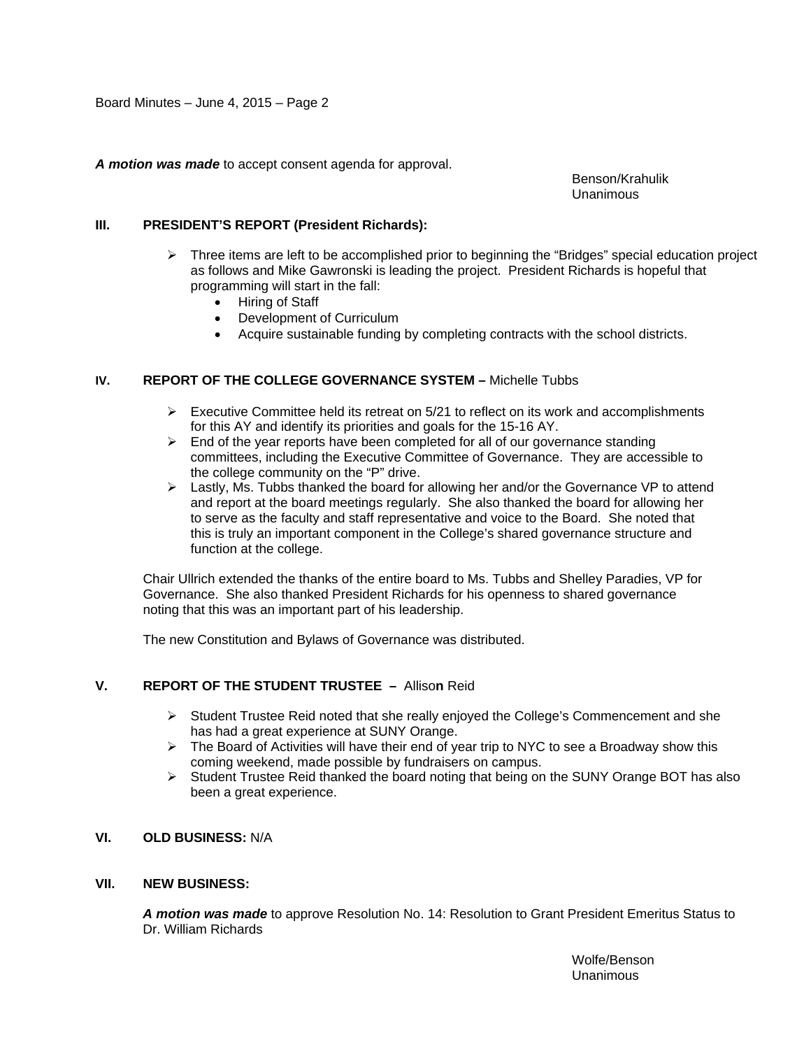***A motion was made*** to accept consent agenda for approval.

Benson/Krahulik
Unanimous

## III. PRESIDENT'S REPORT (President Richards):

- Three items are left to be accomplished prior to beginning the "Bridges" special education project as follows and Mike Gawronski is leading the project. President Richards is hopeful that programming will start in the fall:
  - Hiring of Staff
  - Development of Curriculum
  - Acquire sustainable funding by completing contracts with the school districts.

## IV. REPORT OF THE COLLEGE GOVERNANCE SYSTEM – Michelle Tubbs

- Executive Committee held its retreat on 5/21 to reflect on its work and accomplishments for this AY and identify its priorities and goals for the 15-16 AY.
- End of the year reports have been completed for all of our governance standing committees, including the Executive Committee of Governance. They are accessible to the college community on the "P" drive.
- Lastly, Ms. Tubbs thanked the board for allowing her and/or the Governance VP to attend and report at the board meetings regularly. She also thanked the board for allowing her to serve as the faculty and staff representative and voice to the Board. She noted that this is truly an important component in the College's shared governance structure and function at the college.

Chair Ullrich extended the thanks of the entire board to Ms. Tubbs and Shelley Paradies, VP for Governance. She also thanked President Richards for his openness to shared governance noting that this was an important part of his leadership.

The new Constitution and Bylaws of Governance was distributed.

## V. REPORT OF THE STUDENT TRUSTEE – Allison Reid

- Student Trustee Reid noted that she really enjoyed the College's Commencement and she has had a great experience at SUNY Orange.
- The Board of Activities will have their end of year trip to NYC to see a Broadway show this coming weekend, made possible by fundraisers on campus.
- Student Trustee Reid thanked the board noting that being on the SUNY Orange BOT has also been a great experience.

## VI. OLD BUSINESS: N/A

## VII. NEW BUSINESS:

***A motion was made*** to approve Resolution No. 14: Resolution to Grant President Emeritus Status to Dr. William Richards

Wolfe/Benson
Unanimous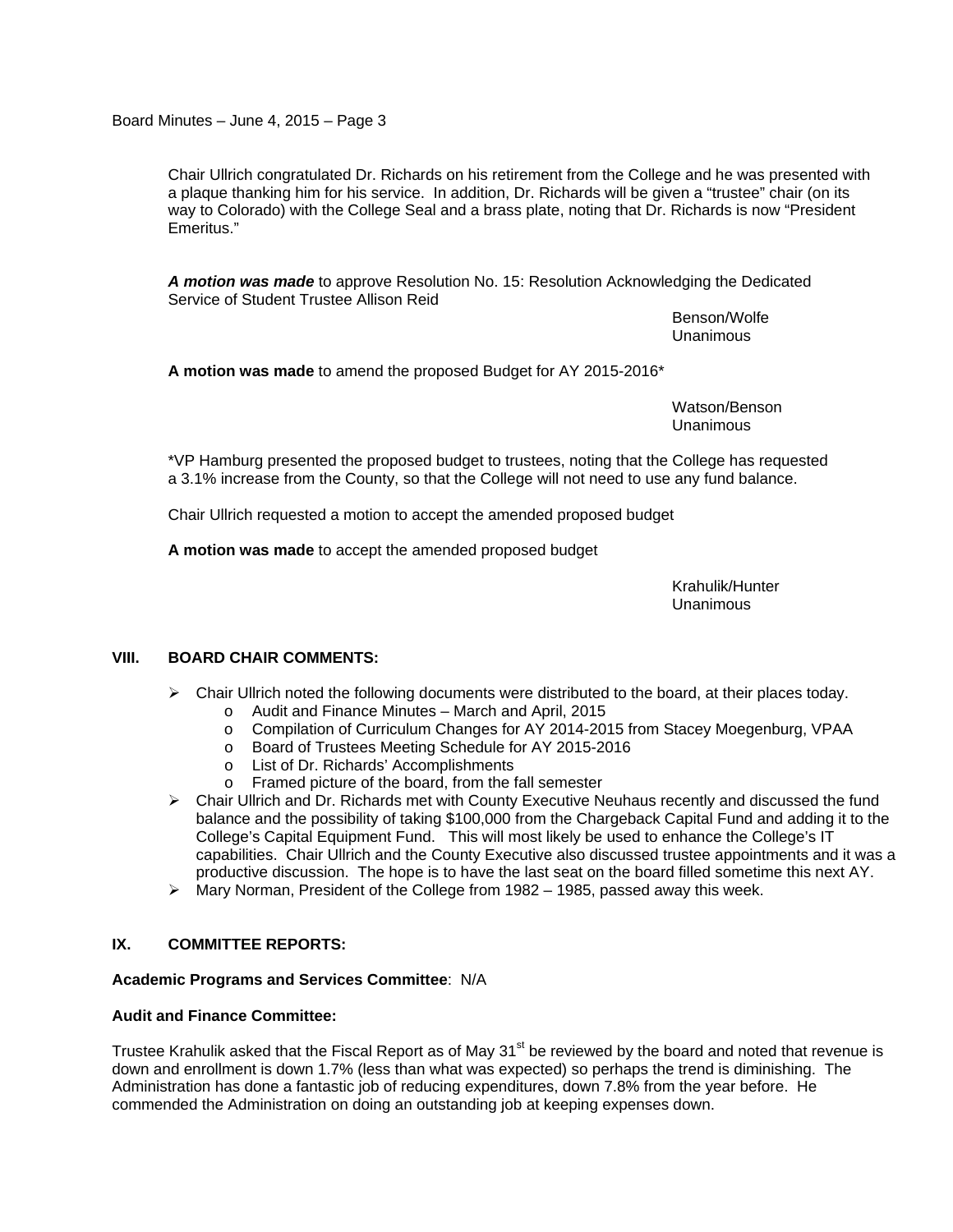Chair Ullrich congratulated Dr. Richards on his retirement from the College and he was presented with a plaque thanking him for his service. In addition, Dr. Richards will be given a "trustee" chair (on its way to Colorado) with the College Seal and a brass plate, noting that Dr. Richards is now "President Emeritus."

***A motion was made*** to approve Resolution No. 15: Resolution Acknowledging the Dedicated Service of Student Trustee Allison Reid

Benson/Wolfe
Unanimous

**A motion was made** to amend the proposed Budget for AY 2015-2016*

Watson/Benson
Unanimous

*VP Hamburg presented the proposed budget to trustees, noting that the College has requested a 3.1% increase from the County, so that the College will not need to use any fund balance.

Chair Ullrich requested a motion to accept the amended proposed budget

**A motion was made** to accept the amended proposed budget

Krahulik/Hunter
Unanimous

## VIII. BOARD CHAIR COMMENTS:

- Chair Ullrich noted the following documents were distributed to the board, at their places today.
  - Audit and Finance Minutes – March and April, 2015
  - Compilation of Curriculum Changes for AY 2014-2015 from Stacey Moegenburg, VPAA
  - Board of Trustees Meeting Schedule for AY 2015-2016
  - List of Dr. Richards' Accomplishments
  - Framed picture of the board, from the fall semester
- Chair Ullrich and Dr. Richards met with County Executive Neuhaus recently and discussed the fund balance and the possibility of taking $100,000 from the Chargeback Capital Fund and adding it to the College's Capital Equipment Fund. This will most likely be used to enhance the College's IT capabilities. Chair Ullrich and the County Executive also discussed trustee appointments and it was a productive discussion. The hope is to have the last seat on the board filled sometime this next AY.
- Mary Norman, President of the College from 1982 – 1985, passed away this week.

## IX. COMMITTEE REPORTS:

**Academic Programs and Services Committee**: N/A

**Audit and Finance Committee:**

Trustee Krahulik asked that the Fiscal Report as of May 31st be reviewed by the board and noted that revenue is down and enrollment is down 1.7% (less than what was expected) so perhaps the trend is diminishing. The Administration has done a fantastic job of reducing expenditures, down 7.8% from the year before. He commended the Administration on doing an outstanding job at keeping expenses down.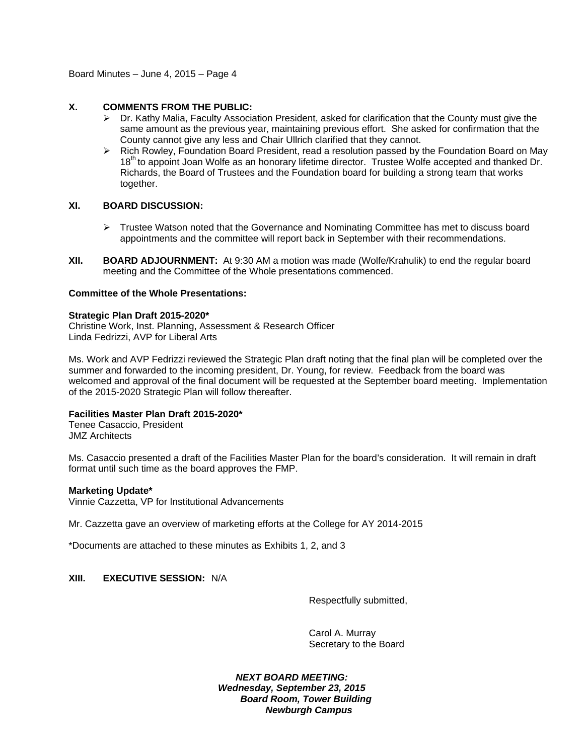**X. COMMENTS FROM THE PUBLIC:**

- Dr. Kathy Malia, Faculty Association President, asked for clarification that the County must give the same amount as the previous year, maintaining previous effort. She asked for confirmation that the County cannot give any less and Chair Ullrich clarified that they cannot.
- Rich Rowley, Foundation Board President, read a resolution passed by the Foundation Board on May 18th to appoint Joan Wolfe as an honorary lifetime director. Trustee Wolfe accepted and thanked Dr. Richards, the Board of Trustees and the Foundation board for building a strong team that works together.

**XI. BOARD DISCUSSION:**

- Trustee Watson noted that the Governance and Nominating Committee has met to discuss board appointments and the committee will report back in September with their recommendations.

**XII. BOARD ADJOURNMENT:** At 9:30 AM a motion was made (Wolfe/Krahulik) to end the regular board meeting and the Committee of the Whole presentations commenced.

**Committee of the Whole Presentations:**

**Strategic Plan Draft 2015-2020***
Christine Work, Inst. Planning, Assessment & Research Officer
Linda Fedrizzi, AVP for Liberal Arts

Ms. Work and AVP Fedrizzi reviewed the Strategic Plan draft noting that the final plan will be completed over the summer and forwarded to the incoming president, Dr. Young, for review. Feedback from the board was welcomed and approval of the final document will be requested at the September board meeting. Implementation of the 2015-2020 Strategic Plan will follow thereafter.

**Facilities Master Plan Draft 2015-2020***
Tenee Casaccio, President
JMZ Architects

Ms. Casaccio presented a draft of the Facilities Master Plan for the board's consideration. It will remain in draft format until such time as the board approves the FMP.

**Marketing Update***
Vinnie Cazzetta, VP for Institutional Advancements

Mr. Cazzetta gave an overview of marketing efforts at the College for AY 2014-2015

*Documents are attached to these minutes as Exhibits 1, 2, and 3

**XIII. EXECUTIVE SESSION:** N/A

Respectfully submitted,

Carol A. Murray
Secretary to the Board

***NEXT BOARD MEETING:***
***Wednesday, September 23, 2015***
***Board Room, Tower Building***
***Newburgh Campus***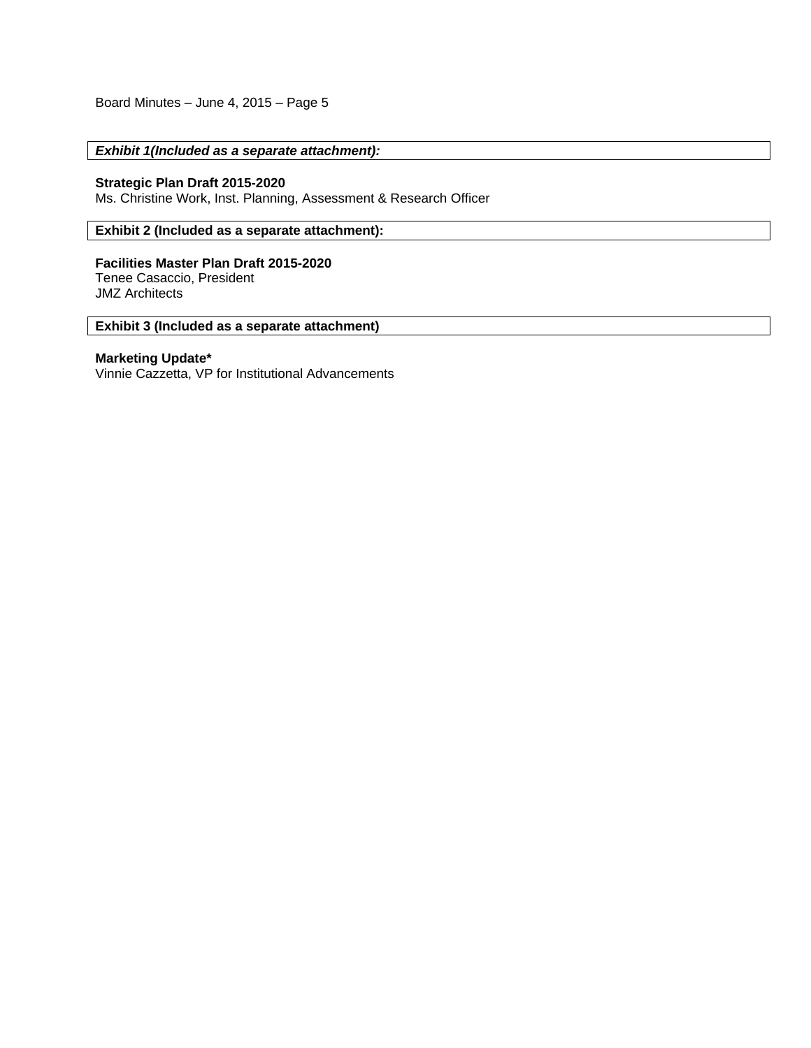***Exhibit 1(Included as a separate attachment):***

**Strategic Plan Draft 2015-2020**
Ms. Christine Work, Inst. Planning, Assessment & Research Officer

**Exhibit 2 (Included as a separate attachment):**

**Facilities Master Plan Draft 2015-2020**
Tenee Casaccio, President
JMZ Architects

**Exhibit 3 (Included as a separate attachment)**

**Marketing Update***
Vinnie Cazzetta, VP for Institutional Advancements